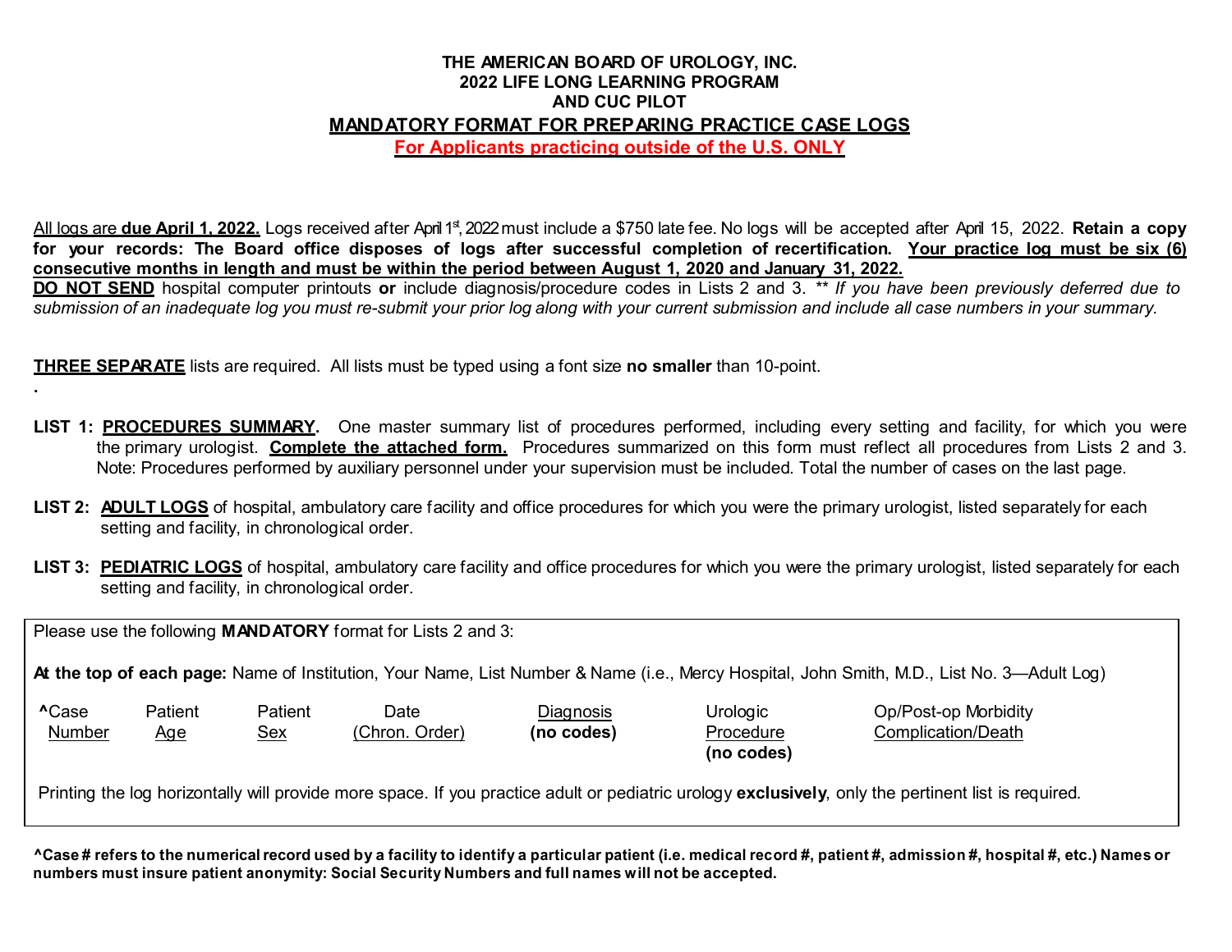# THE AMERICAN BOARD OF UROLOGY, INC.
## 2022 LIFE LONG LEARNING PROGRAM
## AND CUC PILOT
## MANDATORY FORMAT FOR PREPARING PRACTICE CASE LOGS
### For Applicants practicing outside of the U.S. ONLY

All logs are **due April 1, 2022.** Logs received after April 1st, 2022 must include a $750 late fee. No logs will be accepted after April 15, 2022. **Retain a copy for your records: The Board office disposes of logs after successful completion of recertification. Your practice log must be six (6) consecutive months in length and must be within the period between August 1, 2020 and January 31, 2022.**
**DO NOT SEND** hospital computer printouts **or** include diagnosis/procedure codes in Lists 2 and 3. ** *If you have been previously deferred due to submission of an inadequate log you must re-submit your prior log along with your current submission and include all case numbers in your summary.*

**THREE SEPARATE** lists are required. All lists must be typed using a font size **no smaller** than 10-point.

.

**LIST 1: PROCEDURES SUMMARY.** One master summary list of procedures performed, including every setting and facility, for which you were the primary urologist. **Complete the attached form.** Procedures summarized on this form must reflect all procedures from Lists 2 and 3. Note: Procedures performed by auxiliary personnel under your supervision must be included. Total the number of cases on the last page.

**LIST 2: ADULT LOGS** of hospital, ambulatory care facility and office procedures for which you were the primary urologist, listed separately for each setting and facility, in chronological order.

**LIST 3: PEDIATRIC LOGS** of hospital, ambulatory care facility and office procedures for which you were the primary urologist, listed separately for each setting and facility, in chronological order.

Please use the following **MANDATORY** format for Lists 2 and 3:

**At the top of each page:** Name of Institution, Your Name, List Number & Name (i.e., Mercy Hospital, John Smith, M.D., List No. 3—Adult Log)

| ^Case Number | Patient Age | Patient Sex | Date (Chron. Order) | Diagnosis **(no codes)** | Urologic Procedure **(no codes)** | Op/Post-op Morbidity Complication/Death |
|---|---|---|---|---|---|---|

Printing the log horizontally will provide more space. If you practice adult or pediatric urology **exclusively**, only the pertinent list is required.

**^Case # refers to the numerical record used by a facility to identify a particular patient (i.e. medical record #, patient #, admission #, hospital #, etc.) Names or numbers must insure patient anonymity: Social Security Numbers and full names will not be accepted.**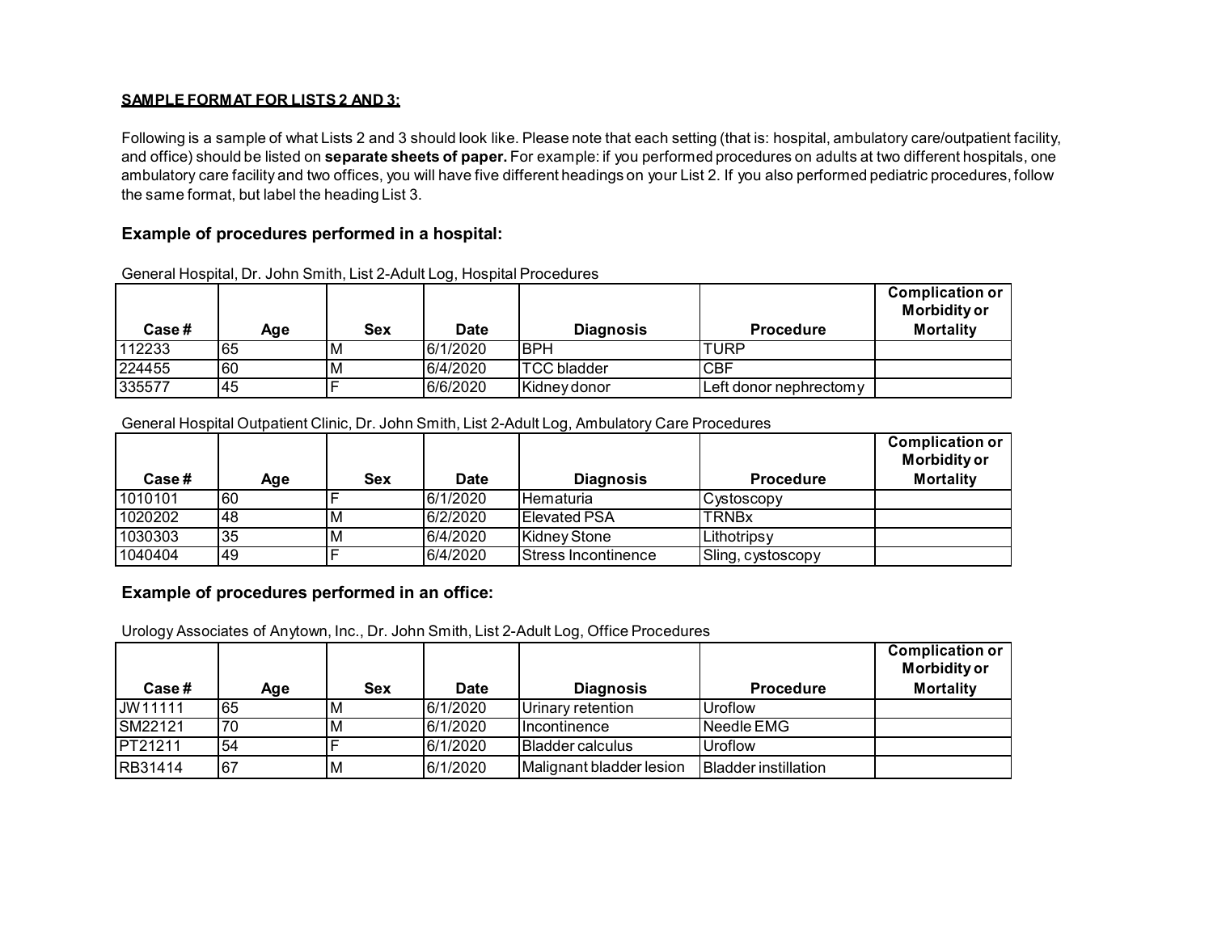**SAMPLE FORMAT FOR LISTS 2 AND 3:**

Following is a sample of what Lists 2 and 3 should look like. Please note that each setting (that is: hospital, ambulatory care/outpatient facility, and office) should be listed on **separate sheets of paper.** For example: if you performed procedures on adults at two different hospitals, one ambulatory care facility and two offices, you will have five different headings on your List 2. If you also performed pediatric procedures, follow the same format, but label the heading List 3.

### Example of procedures performed in a hospital:

General Hospital, Dr. John Smith, List 2-Adult Log, Hospital Procedures

| Case # | Age | Sex | Date | Diagnosis | Procedure | Complication or Morbidity or Mortality |
|---|---|---|---|---|---|---|
| 112233 | 65 | M | 6/1/2020 | BPH | TURP | |
| 224455 | 60 | M | 6/4/2020 | TCC bladder | CBF | |
| 335577 | 45 | F | 6/6/2020 | Kidney donor | Left donor nephrectomy | |

General Hospital Outpatient Clinic, Dr. John Smith, List 2-Adult Log, Ambulatory Care Procedures

| Case # | Age | Sex | Date | Diagnosis | Procedure | Complication or Morbidity or Mortality |
|---|---|---|---|---|---|---|
| 1010101 | 60 | F | 6/1/2020 | Hematuria | Cystoscopy | |
| 1020202 | 48 | M | 6/2/2020 | Elevated PSA | TRNBx | |
| 1030303 | 35 | M | 6/4/2020 | Kidney Stone | Lithotripsy | |
| 1040404 | 49 | F | 6/4/2020 | Stress Incontinence | Sling, cystoscopy | |

### Example of procedures performed in an office:

Urology Associates of Anytown, Inc., Dr. John Smith, List 2-Adult Log, Office Procedures

| Case # | Age | Sex | Date | Diagnosis | Procedure | Complication or Morbidity or Mortality |
|---|---|---|---|---|---|---|
| JW11111 | 65 | M | 6/1/2020 | Urinary retention | Uroflow | |
| SM22121 | 70 | M | 6/1/2020 | Incontinence | Needle EMG | |
| PT21211 | 54 | F | 6/1/2020 | Bladder calculus | Uroflow | |
| RB31414 | 67 | M | 6/1/2020 | Malignant bladder lesion | Bladder instillation | |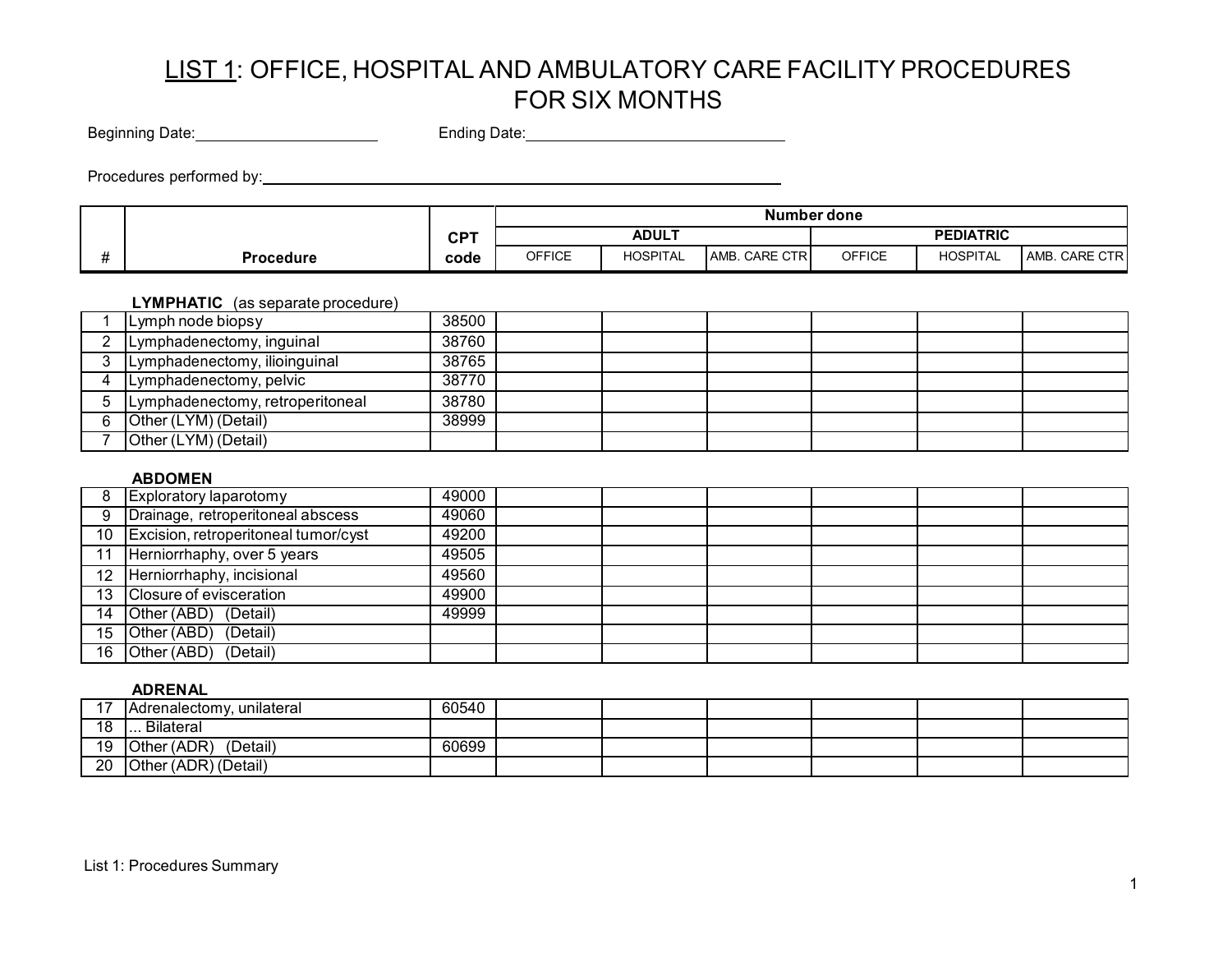# LIST 1: OFFICE, HOSPITAL AND AMBULATORY CARE FACILITY PROCEDURES FOR SIX MONTHS

Beginning Date:____________________ Ending Date:____________________________

Procedures performed by:________________________________________________________

| # | Procedure | CPT code | Number done | | | | | |
|---|---|---|---|---|---|---|---|---|
| | | | ADULT | | | PEDIATRIC | | |
| | | | OFFICE | HOSPITAL | AMB. CARE CTR | OFFICE | HOSPITAL | AMB. CARE CTR |
| | **LYMPHATIC** (as separate procedure) | | | | | | | |
| 1 | Lymph node biopsy | 38500 | | | | | | |
| 2 | Lymphadenectomy, inguinal | 38760 | | | | | | |
| 3 | Lymphadenectomy, ilioinguinal | 38765 | | | | | | |
| 4 | Lymphadenectomy, pelvic | 38770 | | | | | | |
| 5 | Lymphadenectomy, retroperitoneal | 38780 | | | | | | |
| 6 | Other (LYM) (Detail) | 38999 | | | | | | |
| 7 | Other (LYM) (Detail) | | | | | | | |
| | **ABDOMEN** | | | | | | | |
| 8 | Exploratory laparotomy | 49000 | | | | | | |
| 9 | Drainage, retroperitoneal abscess | 49060 | | | | | | |
| 10 | Excision, retroperitoneal tumor/cyst | 49200 | | | | | | |
| 11 | Herniorrhaphy, over 5 years | 49505 | | | | | | |
| 12 | Herniorrhaphy, incisional | 49560 | | | | | | |
| 13 | Closure of evisceration | 49900 | | | | | | |
| 14 | Other (ABD) (Detail) | 49999 | | | | | | |
| 15 | Other (ABD) (Detail) | | | | | | | |
| 16 | Other (ABD) (Detail) | | | | | | | |
| | **ADRENAL** | | | | | | | |
| 17 | Adrenalectomy, unilateral | 60540 | | | | | | |
| 18 | ... Bilateral | | | | | | | |
| 19 | Other (ADR) (Detail) | 60699 | | | | | | |
| 20 | Other (ADR) (Detail) | | | | | | | |

List 1: Procedures Summary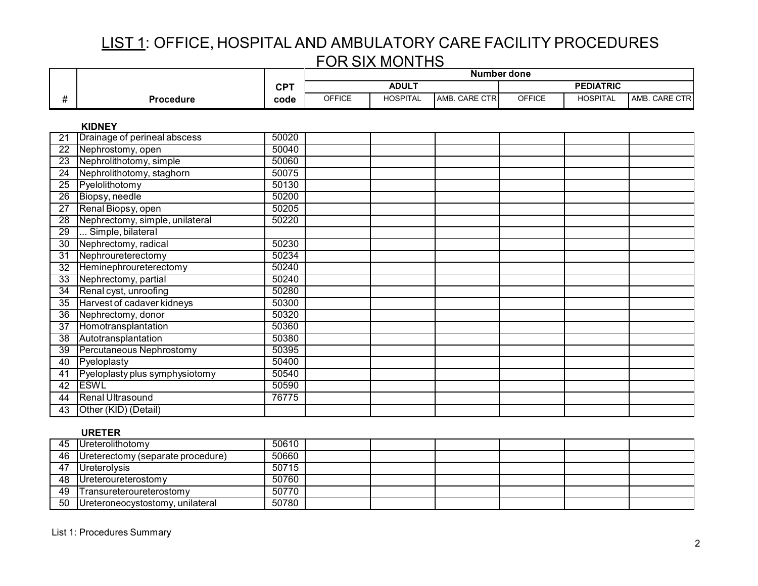# LIST 1: OFFICE, HOSPITAL AND AMBULATORY CARE FACILITY PROCEDURES FOR SIX MONTHS

| # | Procedure | CPT code | Number done | | | | | |
|---|---|---|---|---|---|---|---|---|
| | | | ADULT | | | PEDIATRIC | | |
| | | | OFFICE | HOSPITAL | AMB. CARE CTR | OFFICE | HOSPITAL | AMB. CARE CTR |
| | **KIDNEY** | | | | | | | |
| 21 | Drainage of perineal abscess | 50020 | | | | | | |
| 22 | Nephrostomy, open | 50040 | | | | | | |
| 23 | Nephrolithotomy, simple | 50060 | | | | | | |
| 24 | Nephrolithotomy, staghorn | 50075 | | | | | | |
| 25 | Pyelolithotomy | 50130 | | | | | | |
| 26 | Biopsy, needle | 50200 | | | | | | |
| 27 | Renal Biopsy, open | 50205 | | | | | | |
| 28 | Nephrectomy, simple, unilateral | 50220 | | | | | | |
| 29 | ... Simple, bilateral | | | | | | | |
| 30 | Nephrectomy, radical | 50230 | | | | | | |
| 31 | Nephroureterectomy | 50234 | | | | | | |
| 32 | Heminephroureterectomy | 50240 | | | | | | |
| 33 | Nephrectomy, partial | 50240 | | | | | | |
| 34 | Renal cyst, unroofing | 50280 | | | | | | |
| 35 | Harvest of cadaver kidneys | 50300 | | | | | | |
| 36 | Nephrectomy, donor | 50320 | | | | | | |
| 37 | Homotransplantation | 50360 | | | | | | |
| 38 | Autotransplantation | 50380 | | | | | | |
| 39 | Percutaneous Nephrostomy | 50395 | | | | | | |
| 40 | Pyeloplasty | 50400 | | | | | | |
| 41 | Pyeloplasty plus symphysiotomy | 50540 | | | | | | |
| 42 | ESWL | 50590 | | | | | | |
| 44 | Renal Ultrasound | 76775 | | | | | | |
| 43 | Other (KID) (Detail) | | | | | | | |
| | **URETER** | | | | | | | |
| 45 | Ureterolithotomy | 50610 | | | | | | |
| 46 | Ureterectomy (separate procedure) | 50660 | | | | | | |
| 47 | Ureterolysis | 50715 | | | | | | |
| 48 | Ureteroureterostomy | 50760 | | | | | | |
| 49 | Transureteroureterostomy | 50770 | | | | | | |
| 50 | Ureteroneocystostomy, unilateral | 50780 | | | | | | |

List 1: Procedures Summary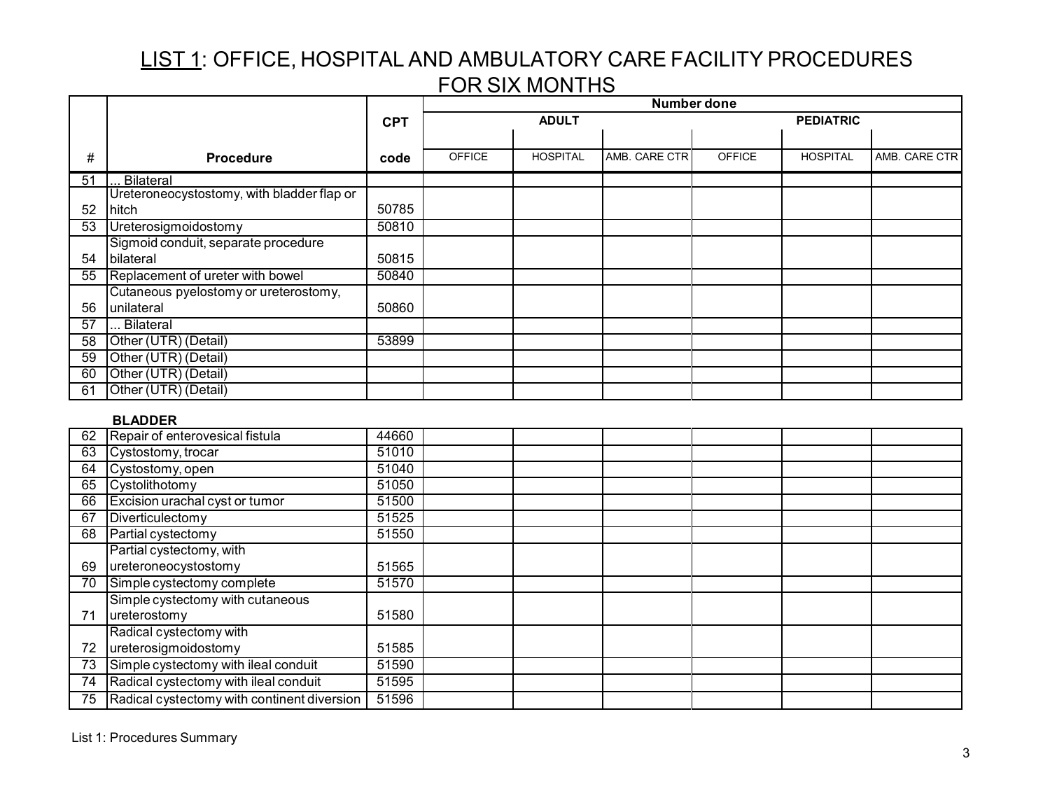# LIST 1: OFFICE, HOSPITAL AND AMBULATORY CARE FACILITY PROCEDURES FOR SIX MONTHS

| # | Procedure | CPT code | Number done | | | | | |
|---|---|---|---|---|---|---|---|---|
| | | | ADULT | | | PEDIATRIC | | |
| | | | OFFICE | HOSPITAL | AMB. CARE CTR | OFFICE | HOSPITAL | AMB. CARE CTR |
| 51 | ... Bilateral | | | | | | | |
| 52 | Ureteroneocystostomy, with bladder flap or hitch | 50785 | | | | | | |
| 53 | Ureterosigmoidostomy | 50810 | | | | | | |
| 54 | Sigmoid conduit, separate procedure bilateral | 50815 | | | | | | |
| 55 | Replacement of ureter with bowel | 50840 | | | | | | |
| 56 | Cutaneous pyelostomy or ureterostomy, unilateral | 50860 | | | | | | |
| 57 | ... Bilateral | | | | | | | |
| 58 | Other (UTR) (Detail) | 53899 | | | | | | |
| 59 | Other (UTR) (Detail) | | | | | | | |
| 60 | Other (UTR) (Detail) | | | | | | | |
| 61 | Other (UTR) (Detail) | | | | | | | |

**BLADDER**

| # | Procedure | CPT code | ADULT OFFICE | ADULT HOSPITAL | ADULT AMB. CARE CTR | PEDIATRIC OFFICE | PEDIATRIC HOSPITAL | PEDIATRIC AMB. CARE CTR |
|---|---|---|---|---|---|---|---|---|
| 62 | Repair of enterovesical fistula | 44660 | | | | | | |
| 63 | Cystostomy, trocar | 51010 | | | | | | |
| 64 | Cystostomy, open | 51040 | | | | | | |
| 65 | Cystolithotomy | 51050 | | | | | | |
| 66 | Excision urachal cyst or tumor | 51500 | | | | | | |
| 67 | Diverticulectomy | 51525 | | | | | | |
| 68 | Partial cystectomy | 51550 | | | | | | |
| 69 | Partial cystectomy, with ureteroneocystostomy | 51565 | | | | | | |
| 70 | Simple cystectomy complete | 51570 | | | | | | |
| 71 | Simple cystectomy with cutaneous ureterostomy | 51580 | | | | | | |
| 72 | Radical cystectomy with ureterosigmoidostomy | 51585 | | | | | | |
| 73 | Simple cystectomy with ileal conduit | 51590 | | | | | | |
| 74 | Radical cystectomy with ileal conduit | 51595 | | | | | | |
| 75 | Radical cystectomy with continent diversion | 51596 | | | | | | |

List 1: Procedures Summary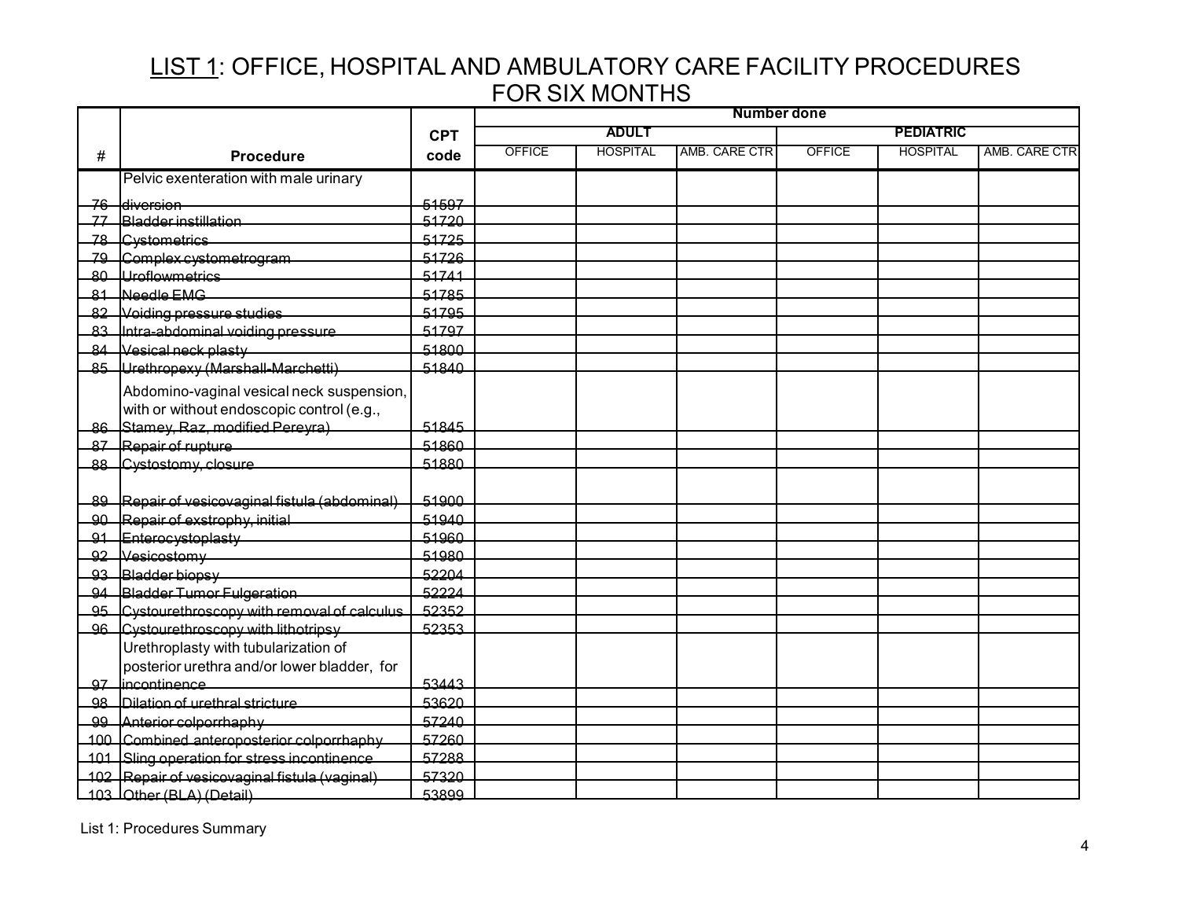# LIST 1: OFFICE, HOSPITAL AND AMBULATORY CARE FACILITY PROCEDURES FOR SIX MONTHS

| # | Procedure | CPT code | Number done | | | | | |
|---|---|---|---|---|---|---|---|---|
| | | | ADULT | | | PEDIATRIC | | |
| | | | OFFICE | HOSPITAL | AMB. CARE CTR | OFFICE | HOSPITAL | AMB. CARE CTR |
| 76 | Pelvic exenteration with male urinary diversion | 51597 | | | | | | |
| 77 | Bladder instillation | 51720 | | | | | | |
| 78 | Cystometrics | 51725 | | | | | | |
| 79 | Complex cystometrogram | 51726 | | | | | | |
| 80 | Uroflowmetrics | 51741 | | | | | | |
| 81 | Needle EMG | 51785 | | | | | | |
| 82 | Voiding pressure studies | 51795 | | | | | | |
| 83 | Intra-abdominal voiding pressure | 51797 | | | | | | |
| 84 | Vesical neck plasty | 51800 | | | | | | |
| 85 | Urethropexy (Marshall-Marchetti) | 51840 | | | | | | |
| 86 | Abdomino-vaginal vesical neck suspension, with or without endoscopic control (e.g., Stamey, Raz, modified Pereyra) | 51845 | | | | | | |
| 87 | Repair of rupture | 51860 | | | | | | |
| 88 | Cystostomy, closure | 51880 | | | | | | |
| 89 | Repair of vesicovaginal fistula (abdominal) | 51900 | | | | | | |
| 90 | Repair of exstrophy, initial | 51940 | | | | | | |
| 91 | Enterocystoplasty | 51960 | | | | | | |
| 92 | Vesicostomy | 51980 | | | | | | |
| 93 | Bladder biopsy | 52204 | | | | | | |
| 94 | Bladder Tumor Fulgeration | 52224 | | | | | | |
| 95 | Cystourethroscopy with removal of calculus | 52352 | | | | | | |
| 96 | Cystourethroscopy with lithotripsy | 52353 | | | | | | |
| 97 | Urethroplasty with tubularization of posterior urethra and/or lower bladder, for incontinence | 53443 | | | | | | |
| 98 | Dilation of urethral stricture | 53620 | | | | | | |
| 99 | Anterior colporrhaphy | 57240 | | | | | | |
| 100 | Combined anteroposterior colporrhaphy | 57260 | | | | | | |
| 101 | Sling operation for stress incontinence | 57288 | | | | | | |
| 102 | Repair of vesicovaginal fistula (vaginal) | 57320 | | | | | | |
| 103 | Other (BLA) (Detail) | 53899 | | | | | | |

List 1: Procedures Summary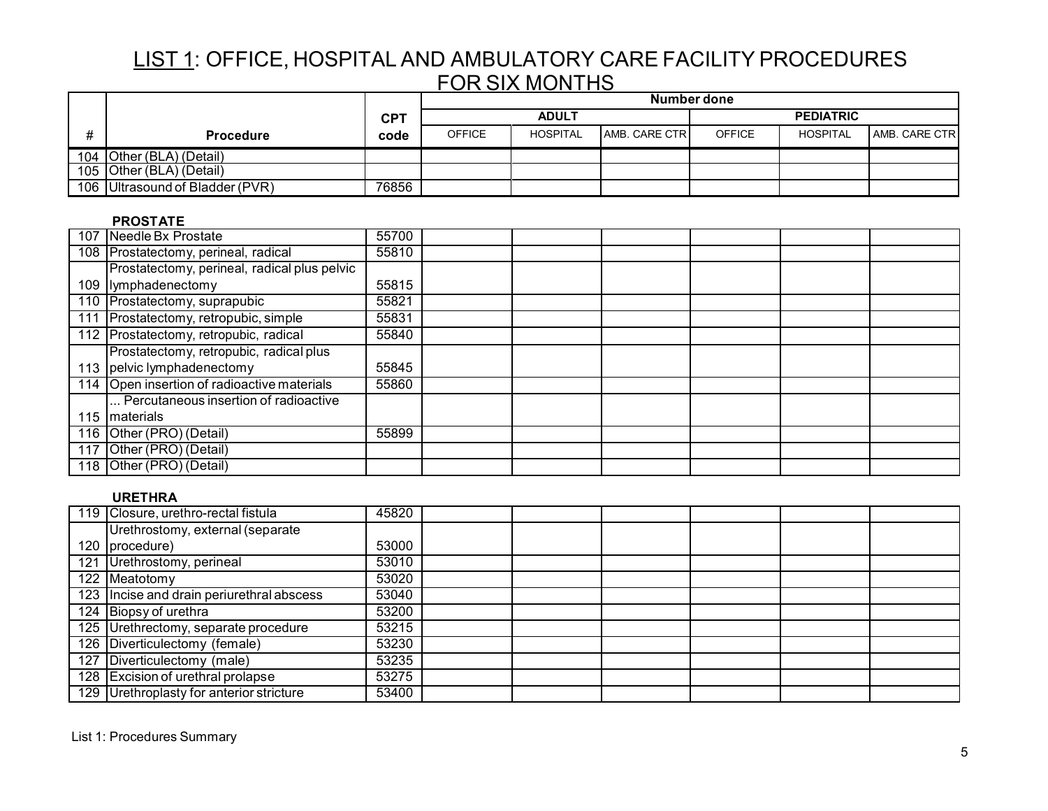## LIST 1: OFFICE, HOSPITAL AND AMBULATORY CARE FACILITY PROCEDURES FOR SIX MONTHS

| # | Procedure | CPT code | Number done | | | | | |
|---|---|---|---|---|---|---|---|---|
| | | | ADULT | | | PEDIATRIC | | |
| | | | OFFICE | HOSPITAL | AMB. CARE CTR | OFFICE | HOSPITAL | AMB. CARE CTR |
| 104 | Other (BLA) (Detail) | | | | | | | |
| 105 | Other (BLA) (Detail) | | | | | | | |
| 106 | Ultrasound of Bladder (PVR) | 76856 | | | | | | |
| | **PROSTATE** | | | | | | | |
| 107 | Needle Bx Prostate | 55700 | | | | | | |
| 108 | Prostatectomy, perineal, radical | 55810 | | | | | | |
| 109 | Prostatectomy, perineal, radical plus pelvic lymphadenectomy | 55815 | | | | | | |
| 110 | Prostatectomy, suprapubic | 55821 | | | | | | |
| 111 | Prostatectomy, retropubic, simple | 55831 | | | | | | |
| 112 | Prostatectomy, retropubic, radical | 55840 | | | | | | |
| 113 | Prostatectomy, retropubic, radical plus pelvic lymphadenectomy | 55845 | | | | | | |
| 114 | Open insertion of radioactive materials | 55860 | | | | | | |
| 115 | ... Percutaneous insertion of radioactive materials | | | | | | | |
| 116 | Other (PRO) (Detail) | 55899 | | | | | | |
| 117 | Other (PRO) (Detail) | | | | | | | |
| 118 | Other (PRO) (Detail) | | | | | | | |
| | **URETHRA** | | | | | | | |
| 119 | Closure, urethro-rectal fistula | 45820 | | | | | | |
| 120 | Urethrostomy, external (separate procedure) | 53000 | | | | | | |
| 121 | Urethrostomy, perineal | 53010 | | | | | | |
| 122 | Meatotomy | 53020 | | | | | | |
| 123 | Incise and drain periurethral abscess | 53040 | | | | | | |
| 124 | Biopsy of urethra | 53200 | | | | | | |
| 125 | Urethrectomy, separate procedure | 53215 | | | | | | |
| 126 | Diverticulectomy (female) | 53230 | | | | | | |
| 127 | Diverticulectomy (male) | 53235 | | | | | | |
| 128 | Excision of urethral prolapse | 53275 | | | | | | |
| 129 | Urethroplasty for anterior stricture | 53400 | | | | | | |

List 1: Procedures Summary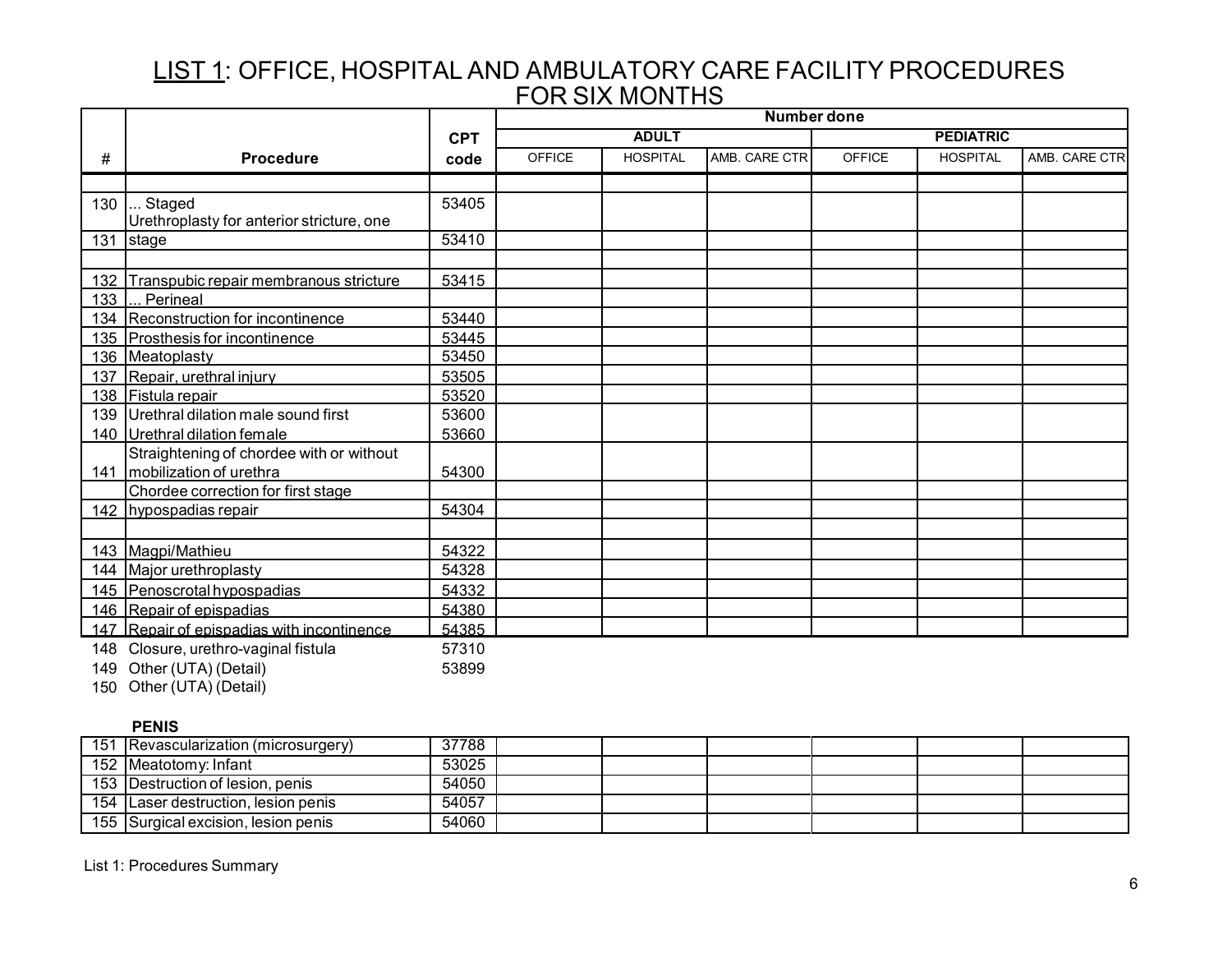# LIST 1: OFFICE, HOSPITAL AND AMBULATORY CARE FACILITY PROCEDURES FOR SIX MONTHS

| # | Procedure | CPT code | Number done | | | | | |
|---|---|---|---|---|---|---|---|---|
| | | | ADULT | | | PEDIATRIC | | |
| | | | OFFICE | HOSPITAL | AMB. CARE CTR | OFFICE | HOSPITAL | AMB. CARE CTR |
| | | | | | | | | |
| 130 | ... Staged | 53405 | | | | | | |
| 131 | Urethroplasty for anterior stricture, one stage | 53410 | | | | | | |
| | | | | | | | | |
| 132 | Transpubic repair membranous stricture | 53415 | | | | | | |
| 133 | ... Perineal | | | | | | | |
| 134 | Reconstruction for incontinence | 53440 | | | | | | |
| 135 | Prosthesis for incontinence | 53445 | | | | | | |
| 136 | Meatoplasty | 53450 | | | | | | |
| 137 | Repair, urethral injury | 53505 | | | | | | |
| 138 | Fistula repair | 53520 | | | | | | |
| 139 | Urethral dilation male sound first | 53600 | | | | | | |
| 140 | Urethral dilation female | 53660 | | | | | | |
| 141 | Straightening of chordee with or without mobilization of urethra | 54300 | | | | | | |
| 142 | Chordee correction for first stage hypospadias repair | 54304 | | | | | | |
| | | | | | | | | |
| 143 | Magpi/Mathieu | 54322 | | | | | | |
| 144 | Major urethroplasty | 54328 | | | | | | |
| 145 | Penoscrotal hypospadias | 54332 | | | | | | |
| 146 | Repair of epispadias | 54380 | | | | | | |
| 147 | Repair of epispadias with incontinence | 54385 | | | | | | |
| 148 | Closure, urethro-vaginal fistula | 57310 | | | | | | |
| 149 | Other (UTA) (Detail) | 53899 | | | | | | |
| 150 | Other (UTA) (Detail) | | | | | | | |

**PENIS**

| # | Procedure | CPT code | ADULT OFFICE | ADULT HOSPITAL | ADULT AMB. CARE CTR | PEDIATRIC OFFICE | PEDIATRIC HOSPITAL | PEDIATRIC AMB. CARE CTR |
|---|---|---|---|---|---|---|---|---|
| 151 | Revascularization (microsurgery) | 37788 | | | | | | |
| 152 | Meatotomy: Infant | 53025 | | | | | | |
| 153 | Destruction of lesion, penis | 54050 | | | | | | |
| 154 | Laser destruction, lesion penis | 54057 | | | | | | |
| 155 | Surgical excision, lesion penis | 54060 | | | | | | |

List 1: Procedures Summary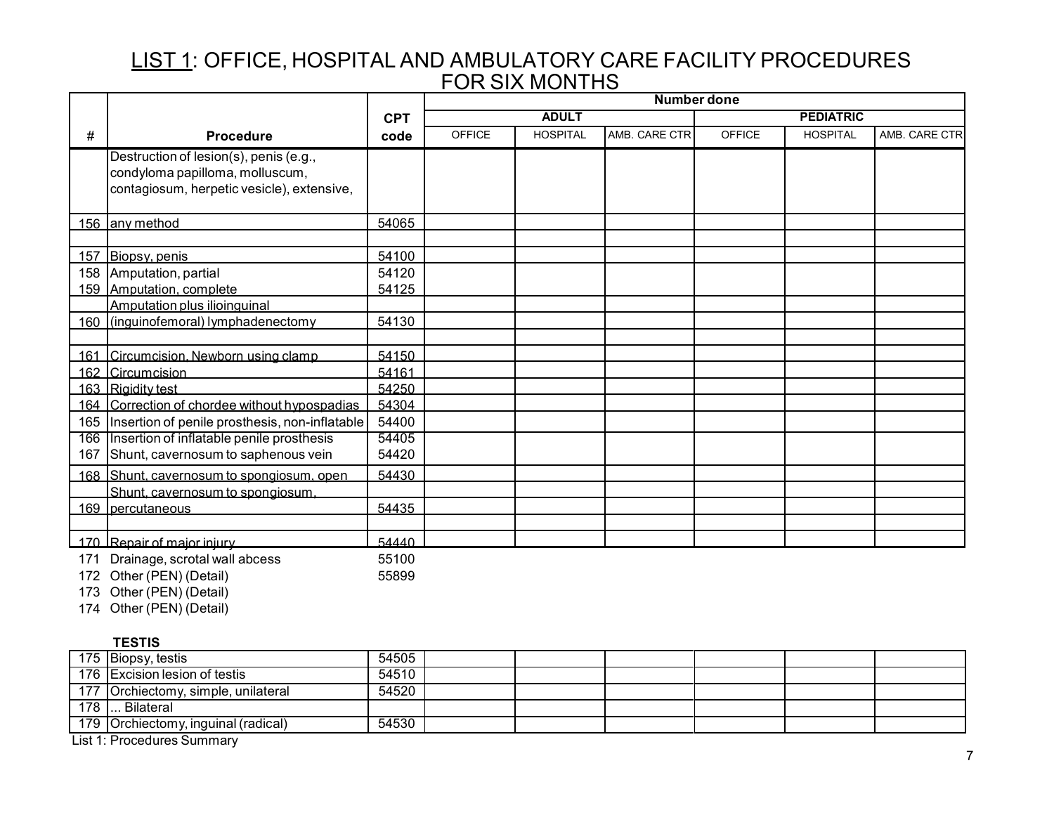# LIST 1: OFFICE, HOSPITAL AND AMBULATORY CARE FACILITY PROCEDURES FOR SIX MONTHS

| # | Procedure | CPT code | Number done | | | | | |
|---|---|---|---|---|---|---|---|---|
| | | | ADULT | | | PEDIATRIC | | |
| | | | OFFICE | HOSPITAL | AMB. CARE CTR | OFFICE | HOSPITAL | AMB. CARE CTR |
| 156 | Destruction of lesion(s), penis (e.g., condyloma papilloma, molluscum, contagiosum, herpetic vesicle), extensive, any method | 54065 | | | | | | |
| 157 | Biopsy, penis | 54100 | | | | | | |
| 158 | Amputation, partial | 54120 | | | | | | |
| 159 | Amputation, complete | 54125 | | | | | | |
| 160 | Amputation plus ilioinguinal (inguinofemoral) lymphadenectomy | 54130 | | | | | | |
| 161 | Circumcision, Newborn using clamp | 54150 | | | | | | |
| 162 | Circumcision | 54161 | | | | | | |
| 163 | Rigidity test | 54250 | | | | | | |
| 164 | Correction of chordee without hypospadias | 54304 | | | | | | |
| 165 | Insertion of penile prosthesis, non-inflatable | 54400 | | | | | | |
| 166 | Insertion of inflatable penile prosthesis | 54405 | | | | | | |
| 167 | Shunt, cavernosum to saphenous vein | 54420 | | | | | | |
| 168 | Shunt, cavernosum to spongiosum, open | 54430 | | | | | | |
| 169 | Shunt, cavernosum to spongiosum, percutaneous | 54435 | | | | | | |
| 170 | Repair of major injury | 54440 | | | | | | |
| 171 | Drainage, scrotal wall abcess | 55100 | | | | | | |
| 172 | Other (PEN) (Detail) | 55899 | | | | | | |
| 173 | Other (PEN) (Detail) | | | | | | | |
| 174 | Other (PEN) (Detail) | | | | | | | |

**TESTIS**

| # | Procedure | CPT code | ADULT OFFICE | ADULT HOSPITAL | ADULT AMB. CARE CTR | PEDIATRIC OFFICE | PEDIATRIC HOSPITAL | PEDIATRIC AMB. CARE CTR |
|---|---|---|---|---|---|---|---|---|
| 175 | Biopsy, testis | 54505 | | | | | | |
| 176 | Excision lesion of testis | 54510 | | | | | | |
| 177 | Orchiectomy, simple, unilateral | 54520 | | | | | | |
| 178 | ... Bilateral | | | | | | | |
| 179 | Orchiectomy, inguinal (radical) | 54530 | | | | | | |

List 1: Procedures Summary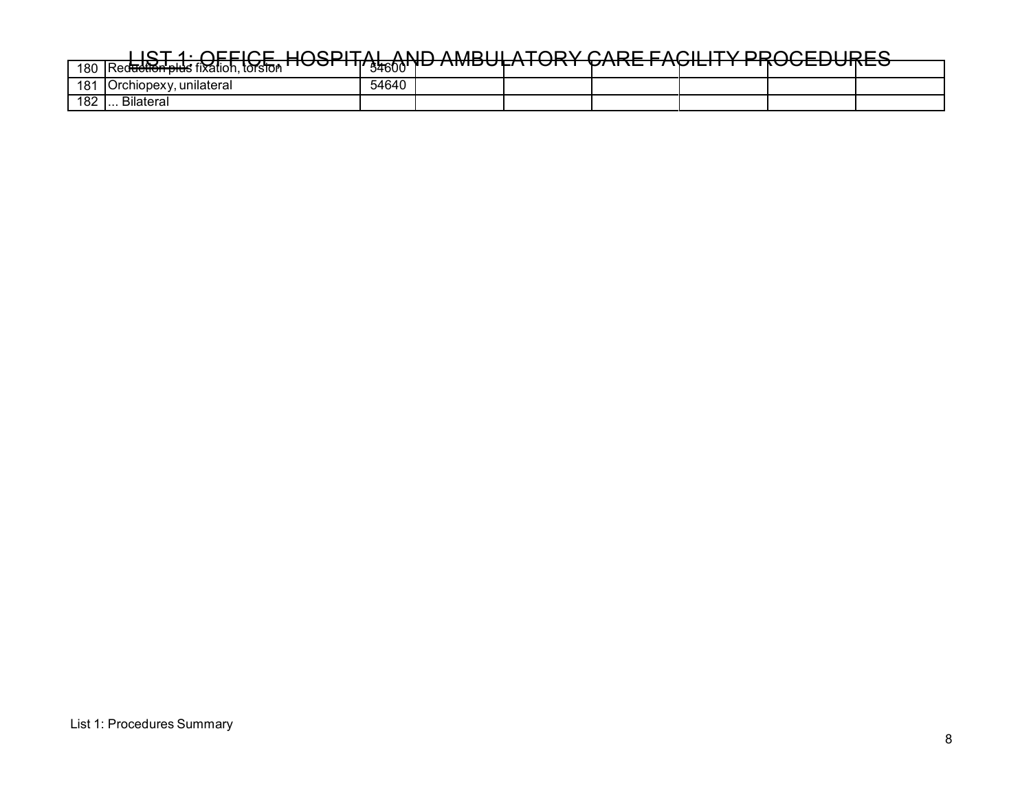# LIST 1: OFFICE, HOSPITAL AND AMBULATORY CARE FACILITY PROCEDURES

| | | | | | | | | |
|---|---|---|---|---|---|---|---|---|
| 180 | Reduction plus fixation, torsion | 54600 | | | | | | |
| 181 | Orchiopexy, unilateral | 54640 | | | | | | |
| 182 | ... Bilateral | | | | | | | |

List 1: Procedures Summary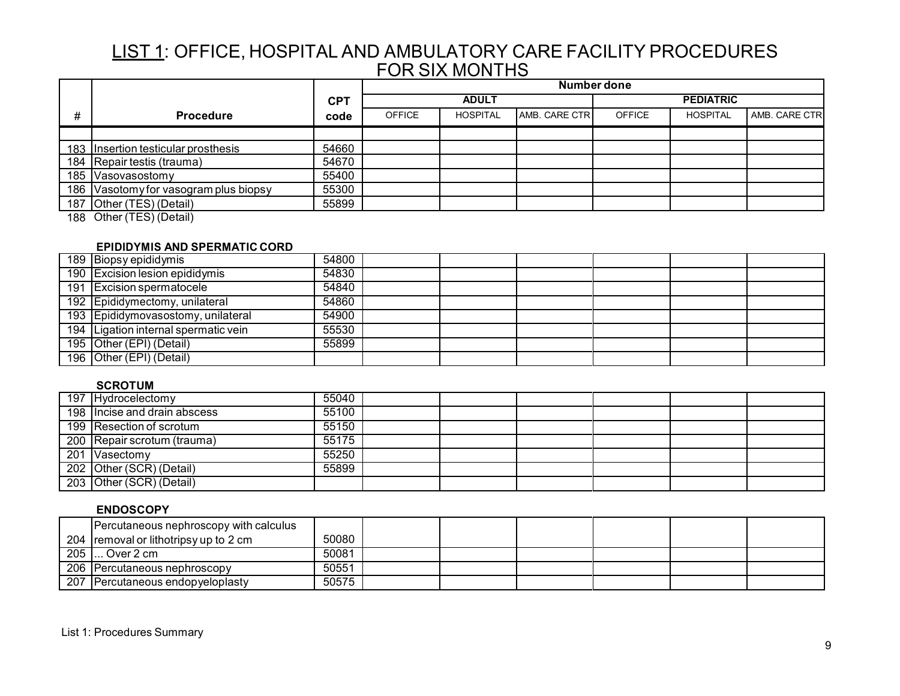## LIST 1: OFFICE, HOSPITAL AND AMBULATORY CARE FACILITY PROCEDURES FOR SIX MONTHS

| # | Procedure | CPT code | Number done | | | | | |
|---|---|---|---|---|---|---|---|---|
| | | | ADULT | | | PEDIATRIC | | |
| | | | OFFICE | HOSPITAL | AMB. CARE CTR | OFFICE | HOSPITAL | AMB. CARE CTR |
| | | | | | | | | |
| 183 | Insertion testicular prosthesis | 54660 | | | | | | |
| 184 | Repair testis (trauma) | 54670 | | | | | | |
| 185 | Vasovasostomy | 55400 | | | | | | |
| 186 | Vasotomy for vasogram plus biopsy | 55300 | | | | | | |
| 187 | Other (TES) (Detail) | 55899 | | | | | | |
| 188 | Other (TES) (Detail) | | | | | | | |
| | **EPIDIDYMIS AND SPERMATIC CORD** | | | | | | | |
| 189 | Biopsy epididymis | 54800 | | | | | | |
| 190 | Excision lesion epididymis | 54830 | | | | | | |
| 191 | Excision spermatocele | 54840 | | | | | | |
| 192 | Epididymectomy, unilateral | 54860 | | | | | | |
| 193 | Epididymovasostomy, unilateral | 54900 | | | | | | |
| 194 | Ligation internal spermatic vein | 55530 | | | | | | |
| 195 | Other (EPI) (Detail) | 55899 | | | | | | |
| 196 | Other (EPI) (Detail) | | | | | | | |
| | **SCROTUM** | | | | | | | |
| 197 | Hydrocelectomy | 55040 | | | | | | |
| 198 | Incise and drain abscess | 55100 | | | | | | |
| 199 | Resection of scrotum | 55150 | | | | | | |
| 200 | Repair scrotum (trauma) | 55175 | | | | | | |
| 201 | Vasectomy | 55250 | | | | | | |
| 202 | Other (SCR) (Detail) | 55899 | | | | | | |
| 203 | Other (SCR) (Detail) | | | | | | | |
| | **ENDOSCOPY** | | | | | | | |
| 204 | Percutaneous nephroscopy with calculus removal or lithotripsy up to 2 cm | 50080 | | | | | | |
| 205 | ... Over 2 cm | 50081 | | | | | | |
| 206 | Percutaneous nephroscopy | 50551 | | | | | | |
| 207 | Percutaneous endopyeloplasty | 50575 | | | | | | |

List 1: Procedures Summary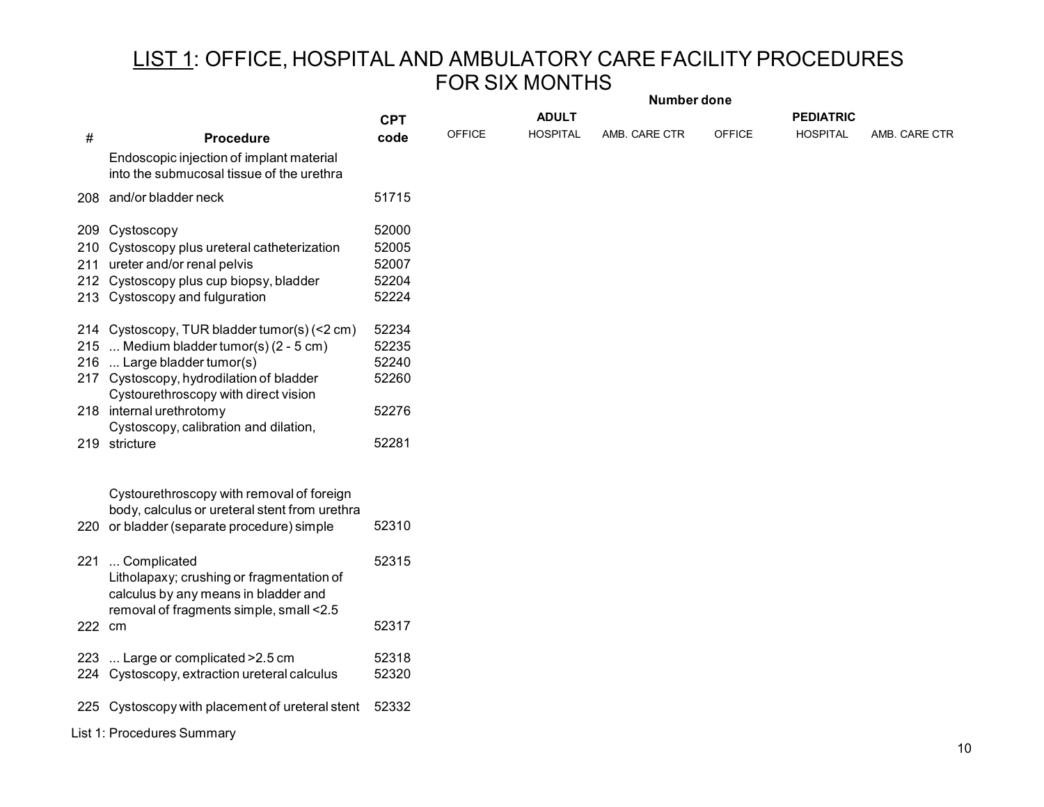# LIST 1: OFFICE, HOSPITAL AND AMBULATORY CARE FACILITY PROCEDURES FOR SIX MONTHS

| # | Procedure | CPT code | Number done | | | | | |
|---|---|---|---|---|---|---|---|---|
| | | | ADULT | | | PEDIATRIC | | |
| | | | OFFICE | HOSPITAL | AMB. CARE CTR | OFFICE | HOSPITAL | AMB. CARE CTR |
| 208 | Endoscopic injection of implant material into the submucosal tissue of the urethra and/or bladder neck | 51715 | | | | | | |
| 209 | Cystoscopy | 52000 | | | | | | |
| 210 | Cystoscopy plus ureteral catheterization | 52005 | | | | | | |
| 211 | ureter and/or renal pelvis | 52007 | | | | | | |
| 212 | Cystoscopy plus cup biopsy, bladder | 52204 | | | | | | |
| 213 | Cystoscopy and fulguration | 52224 | | | | | | |
| 214 | Cystoscopy, TUR bladder tumor(s) (<2 cm) | 52234 | | | | | | |
| 215 | ... Medium bladder tumor(s) (2 - 5 cm) | 52235 | | | | | | |
| 216 | ... Large bladder tumor(s) | 52240 | | | | | | |
| 217 | Cystoscopy, hydrodilation of bladder | 52260 | | | | | | |
| 218 | Cystourethroscopy with direct vision internal urethrotomy | 52276 | | | | | | |
| 219 | Cystoscopy, calibration and dilation, stricture | 52281 | | | | | | |
| 220 | Cystourethroscopy with removal of foreign body, calculus or ureteral stent from urethra or bladder (separate procedure) simple | 52310 | | | | | | |
| 221 | ... Complicated | 52315 | | | | | | |
| 222 | Litholapaxy; crushing or fragmentation of calculus by any means in bladder and removal of fragments simple, small <2.5 cm | 52317 | | | | | | |
| 223 | ... Large or complicated >2.5 cm | 52318 | | | | | | |
| 224 | Cystoscopy, extraction ureteral calculus | 52320 | | | | | | |
| 225 | Cystoscopy with placement of ureteral stent | 52332 | | | | | | |

List 1: Procedures Summary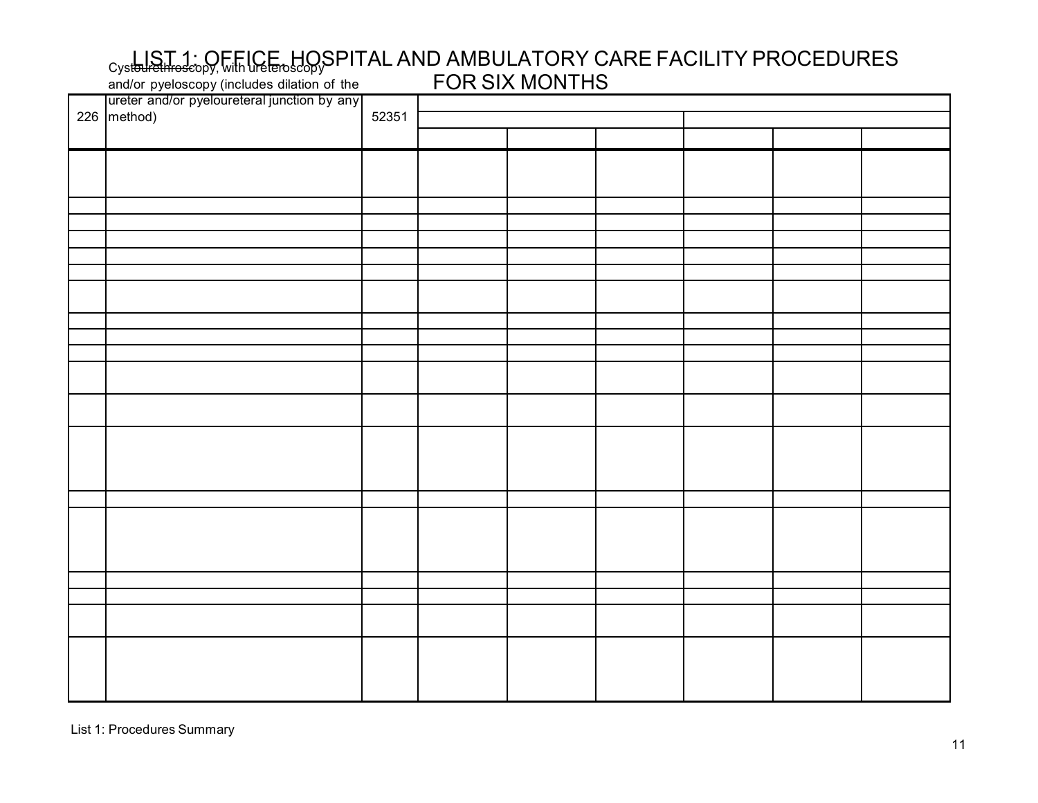# LIST 1: OFFICE, HOSPITAL AND AMBULATORY CARE FACILITY PROCEDURES FOR SIX MONTHS

| | | | | | | | | |
|---|---|---|---|---|---|---|---|---|
| 226 | Cystourethroscopy, with ureteroscopy and/or pyeloscopy (includes dilation of the ureter and/or pyeloureteral junction by any method) | 52351 | | | | | | |
| | | | | | | | | |
| | | | | | | | | |
| | | | | | | | | |
| | | | | | | | | |
| | | | | | | | | |
| | | | | | | | | |
| | | | | | | | | |
| | | | | | | | | |
| | | | | | | | | |
| | | | | | | | | |
| | | | | | | | | |
| | | | | | | | | |
| | | | | | | | | |
| | | | | | | | | |
| | | | | | | | | |
| | | | | | | | | |
| | | | | | | | | |
| | | | | | | | | |

List 1: Procedures Summary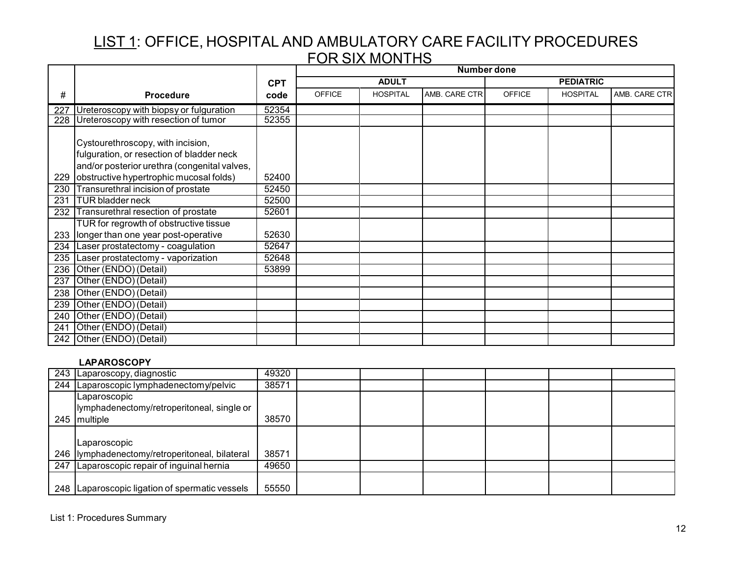# LIST 1: OFFICE, HOSPITAL AND AMBULATORY CARE FACILITY PROCEDURES FOR SIX MONTHS

| # | Procedure | CPT code | Number done | | | | | |
|---|---|---|---|---|---|---|---|---|
| | | | ADULT | | | PEDIATRIC | | |
| | | | OFFICE | HOSPITAL | AMB. CARE CTR | OFFICE | HOSPITAL | AMB. CARE CTR |
| 227 | Ureteroscopy with biopsy or fulguration | 52354 | | | | | | |
| 228 | Ureteroscopy with resection of tumor | 52355 | | | | | | |
| 229 | Cystourethroscopy, with incision, fulguration, or resection of bladder neck and/or posterior urethra (congenital valves, obstructive hypertrophic mucosal folds) | 52400 | | | | | | |
| 230 | Transurethral incision of prostate | 52450 | | | | | | |
| 231 | TUR bladder neck | 52500 | | | | | | |
| 232 | Transurethral resection of prostate | 52601 | | | | | | |
| 233 | TUR for regrowth of obstructive tissue longer than one year post-operative | 52630 | | | | | | |
| 234 | Laser prostatectomy - coagulation | 52647 | | | | | | |
| 235 | Laser prostatectomy - vaporization | 52648 | | | | | | |
| 236 | Other (ENDO) (Detail) | 53899 | | | | | | |
| 237 | Other (ENDO) (Detail) | | | | | | | |
| 238 | Other (ENDO) (Detail) | | | | | | | |
| 239 | Other (ENDO) (Detail) | | | | | | | |
| 240 | Other (ENDO) (Detail) | | | | | | | |
| 241 | Other (ENDO) (Detail) | | | | | | | |
| 242 | Other (ENDO) (Detail) | | | | | | | |
| | **LAPAROSCOPY** | | | | | | | |
| 243 | Laparoscopy, diagnostic | 49320 | | | | | | |
| 244 | Laparoscopic lymphadenectomy/pelvic | 38571 | | | | | | |
| 245 | Laparoscopic lymphadenectomy/retroperitoneal, single or multiple | 38570 | | | | | | |
| 246 | Laparoscopic lymphadenectomy/retroperitoneal, bilateral | 38571 | | | | | | |
| 247 | Laparoscopic repair of inguinal hernia | 49650 | | | | | | |
| 248 | Laparoscopic ligation of spermatic vessels | 55550 | | | | | | |

List 1: Procedures Summary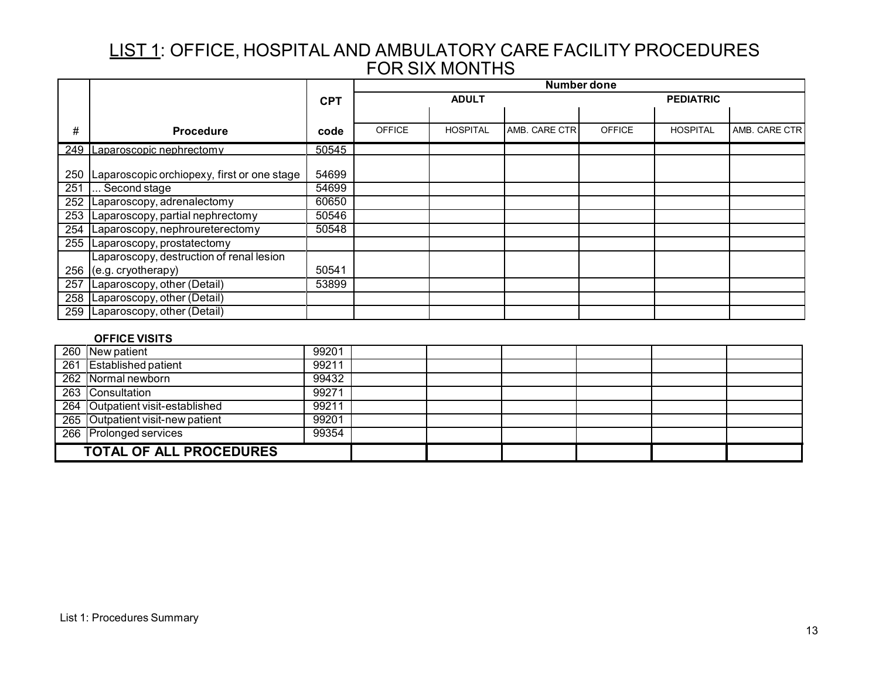## LIST 1: OFFICE, HOSPITAL AND AMBULATORY CARE FACILITY PROCEDURES FOR SIX MONTHS

| # | Procedure | CPT code | Number done | | | | | |
|---|---|---|---|---|---|---|---|---|
| | | | ADULT | | | PEDIATRIC | | |
| | | | OFFICE | HOSPITAL | AMB. CARE CTR | OFFICE | HOSPITAL | AMB. CARE CTR |
| 249 | Laparoscopic nephrectomy | 50545 | | | | | | |
| 250 | Laparoscopic orchiopexy, first or one stage | 54699 | | | | | | |
| 251 | ... Second stage | 54699 | | | | | | |
| 252 | Laparoscopy, adrenalectomy | 60650 | | | | | | |
| 253 | Laparoscopy, partial nephrectomy | 50546 | | | | | | |
| 254 | Laparoscopy, nephroureterectomy | 50548 | | | | | | |
| 255 | Laparoscopy, prostatectomy | | | | | | | |
| 256 | Laparoscopy, destruction of renal lesion (e.g. cryotherapy) | 50541 | | | | | | |
| 257 | Laparoscopy, other (Detail) | 53899 | | | | | | |
| 258 | Laparoscopy, other (Detail) | | | | | | | |
| 259 | Laparoscopy, other (Detail) | | | | | | | |
| | **OFFICE VISITS** | | | | | | | |
| 260 | New patient | 99201 | | | | | | |
| 261 | Established patient | 99211 | | | | | | |
| 262 | Normal newborn | 99432 | | | | | | |
| 263 | Consultation | 99271 | | | | | | |
| 264 | Outpatient visit-established | 99211 | | | | | | |
| 265 | Outpatient visit-new patient | 99201 | | | | | | |
| 266 | Prolonged services | 99354 | | | | | | |
| | **TOTAL OF ALL PROCEDURES** | | | | | | | |

List 1: Procedures Summary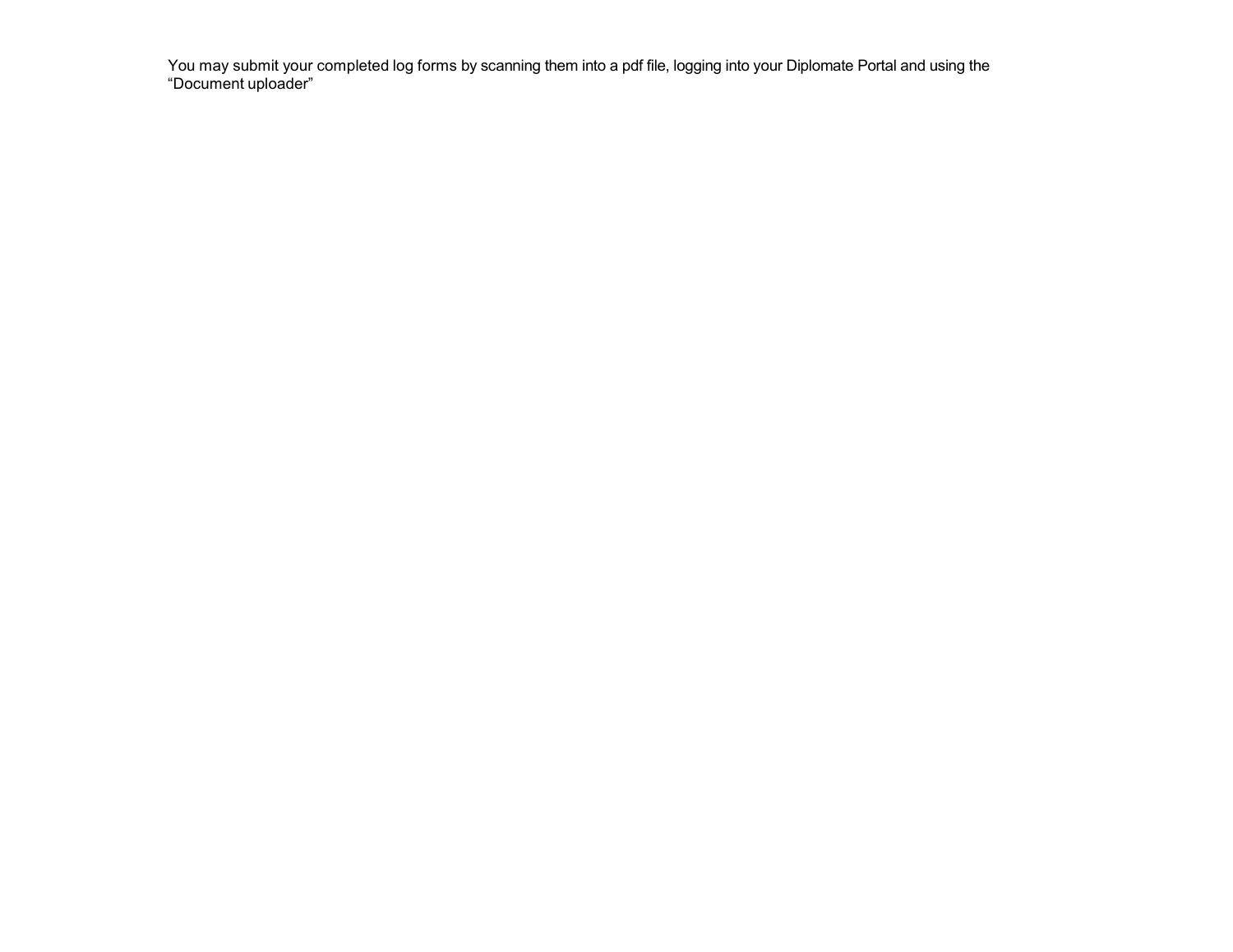You may submit your completed log forms by scanning them into a pdf file, logging into your Diplomate Portal and using the "Document uploader"